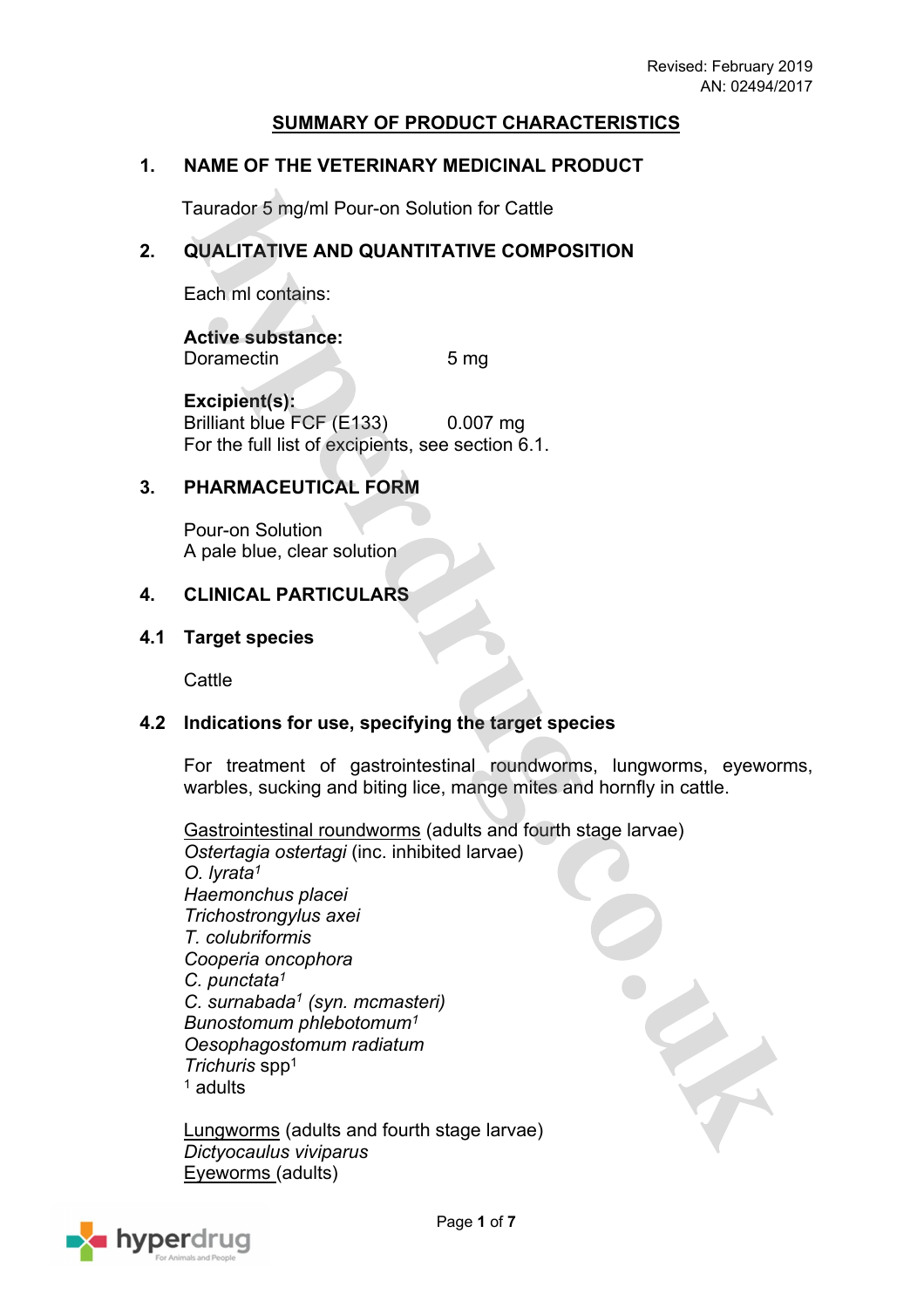Revised: February 2019
AN: 02494/2017

# SUMMARY OF PRODUCT CHARACTERISTICS

## 1. NAME OF THE VETERINARY MEDICINAL PRODUCT

Taurador 5 mg/ml Pour-on Solution for Cattle

## 2. QUALITATIVE AND QUANTITATIVE COMPOSITION

Each ml contains:

**Active substance:**
Doramectin 5 mg

**Excipient(s):**
Brilliant blue FCF (E133) 0.007 mg
For the full list of excipients, see section 6.1.

## 3. PHARMACEUTICAL FORM

Pour-on Solution
A pale blue, clear solution

## 4. CLINICAL PARTICULARS

### 4.1 Target species

Cattle

### 4.2 Indications for use, specifying the target species

For treatment of gastrointestinal roundworms, lungworms, eyeworms, warbles, sucking and biting lice, mange mites and hornfly in cattle.

Gastrointestinal roundworms (adults and fourth stage larvae)
*Ostertagia ostertagi* (inc. inhibited larvae)
*O. lyrata*[1]
*Haemonchus placei*
*Trichostrongylus axei*
*T. colubriformis*
*Cooperia oncophora*
*C. punctata*[1]
*C. surnabada*[1] *(syn. mcmasteri)*
*Bunostomum phlebotomum*[1]
*Oesophagostomum radiatum*
*Trichuris* spp[1]
[1] adults

Lungworms (adults and fourth stage larvae)
*Dictyocaulus viviparus*
Eyeworms (adults)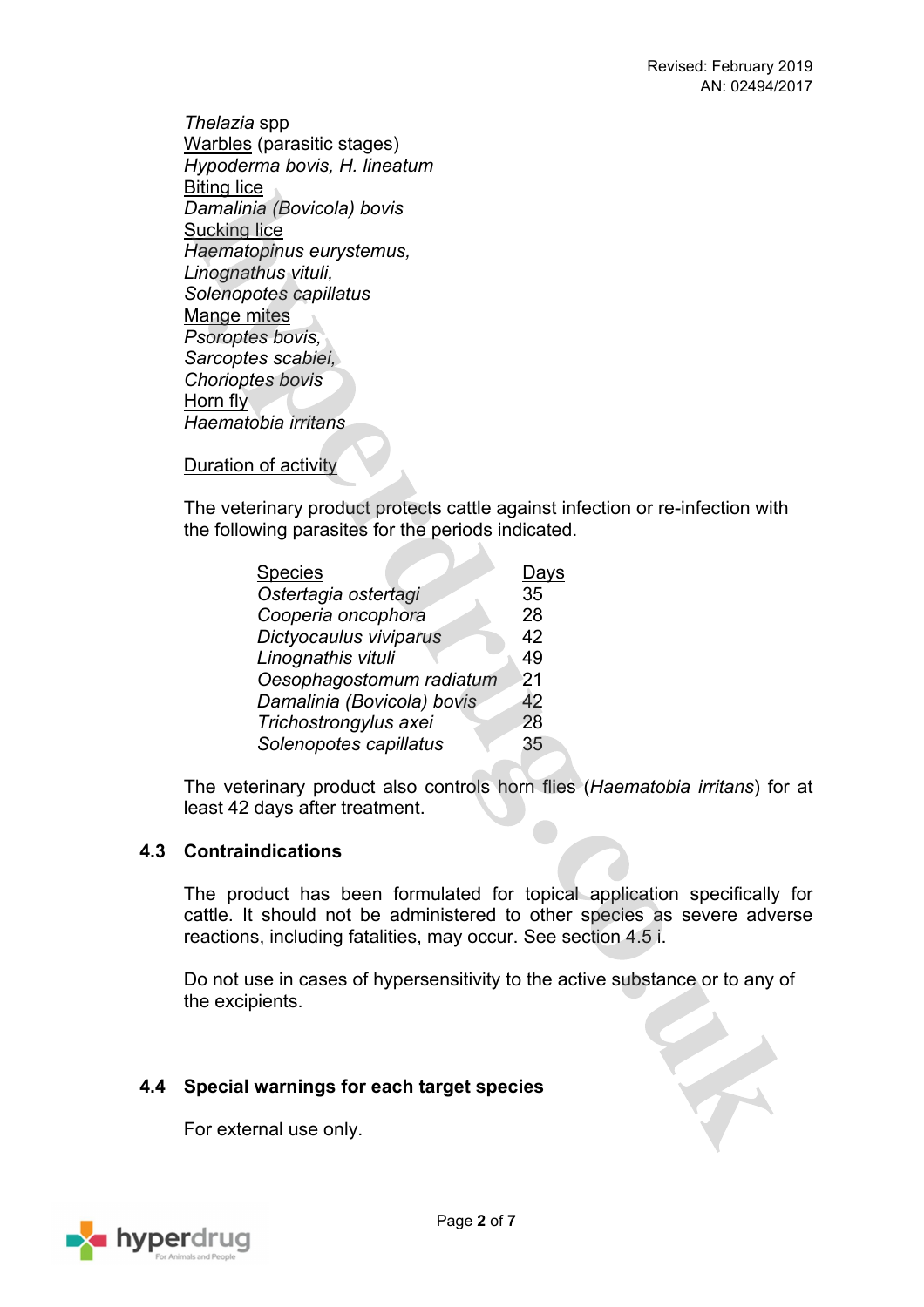*Thelazia* spp
Warbles (parasitic stages)
*Hypoderma bovis, H. lineatum*
Biting lice
*Damalinia (Bovicola) bovis*
Sucking lice
*Haematopinus eurystemus,*
*Linognathus vituli,*
*Solenopotes capillatus*
Mange mites
*Psoroptes bovis,*
*Sarcoptes scabiei,*
*Chorioptes bovis*
Horn fly
*Haematobia irritans*

Duration of activity

The veterinary product protects cattle against infection or re-infection with the following parasites for the periods indicated.

| Species | Days |
| --- | --- |
| *Ostertagia ostertagi* | 35 |
| *Cooperia oncophora* | 28 |
| *Dictyocaulus viviparus* | 42 |
| *Linognathis vituli* | 49 |
| *Oesophagostomum radiatum* | 21 |
| *Damalinia (Bovicola) bovis* | 42 |
| *Trichostrongylus axei* | 28 |
| *Solenopotes capillatus* | 35 |

The veterinary product also controls horn flies (*Haematobia irritans*) for at least 42 days after treatment.

## 4.3 Contraindications

The product has been formulated for topical application specifically for cattle. It should not be administered to other species as severe adverse reactions, including fatalities, may occur. See section 4.5 i.

Do not use in cases of hypersensitivity to the active substance or to any of the excipients.

## 4.4 Special warnings for each target species

For external use only.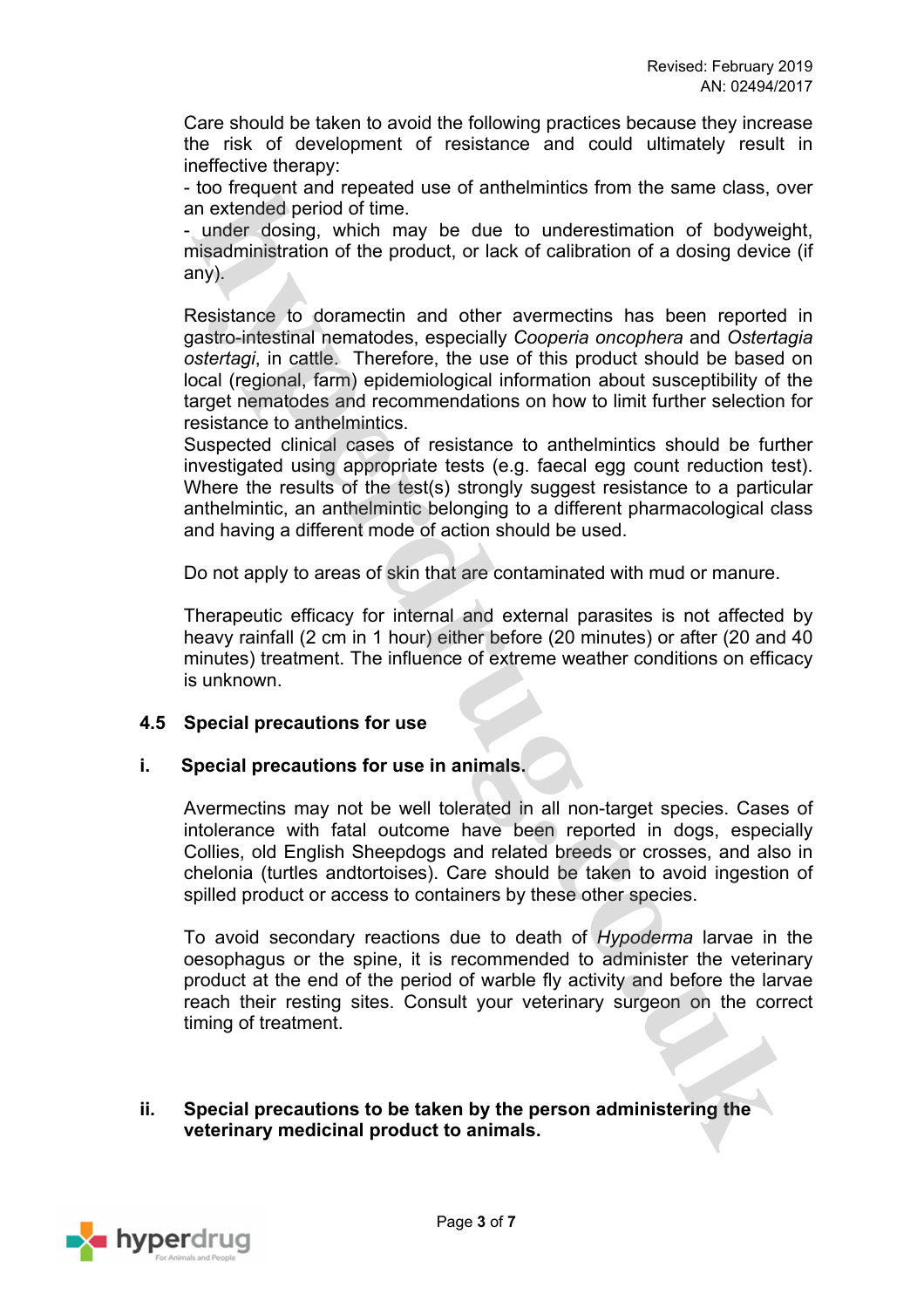Care should be taken to avoid the following practices because they increase the risk of development of resistance and could ultimately result in ineffective therapy:

- too frequent and repeated use of anthelmintics from the same class, over an extended period of time.
- under dosing, which may be due to underestimation of bodyweight, misadministration of the product, or lack of calibration of a dosing device (if any).

Resistance to doramectin and other avermectins has been reported in gastro-intestinal nematodes, especially *Cooperia oncophera* and *Ostertagia ostertagi*, in cattle. Therefore, the use of this product should be based on local (regional, farm) epidemiological information about susceptibility of the target nematodes and recommendations on how to limit further selection for resistance to anthelmintics.
Suspected clinical cases of resistance to anthelmintics should be further investigated using appropriate tests (e.g. faecal egg count reduction test). Where the results of the test(s) strongly suggest resistance to a particular anthelmintic, an anthelmintic belonging to a different pharmacological class and having a different mode of action should be used.

Do not apply to areas of skin that are contaminated with mud or manure.

Therapeutic efficacy for internal and external parasites is not affected by heavy rainfall (2 cm in 1 hour) either before (20 minutes) or after (20 and 40 minutes) treatment. The influence of extreme weather conditions on efficacy is unknown.

## 4.5 Special precautions for use

### i. Special precautions for use in animals.

Avermectins may not be well tolerated in all non-target species. Cases of intolerance with fatal outcome have been reported in dogs, especially Collies, old English Sheepdogs and related breeds or crosses, and also in chelonia (turtles andtortoises). Care should be taken to avoid ingestion of spilled product or access to containers by these other species.

To avoid secondary reactions due to death of *Hypoderma* larvae in the oesophagus or the spine, it is recommended to administer the veterinary product at the end of the period of warble fly activity and before the larvae reach their resting sites. Consult your veterinary surgeon on the correct timing of treatment.

### ii. Special precautions to be taken by the person administering the veterinary medicinal product to animals.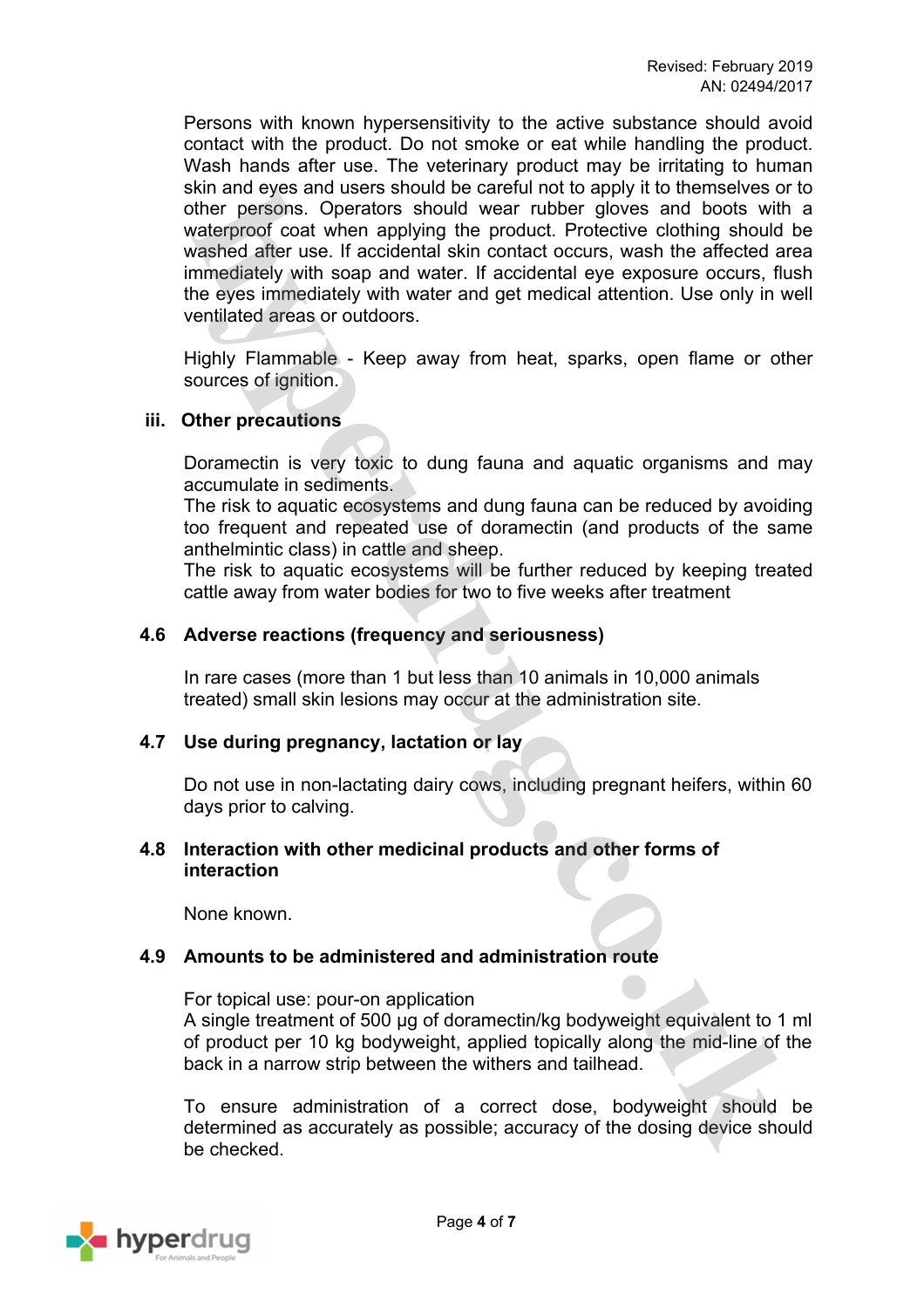Persons with known hypersensitivity to the active substance should avoid contact with the product. Do not smoke or eat while handling the product. Wash hands after use. The veterinary product may be irritating to human skin and eyes and users should be careful not to apply it to themselves or to other persons. Operators should wear rubber gloves and boots with a waterproof coat when applying the product. Protective clothing should be washed after use. If accidental skin contact occurs, wash the affected area immediately with soap and water. If accidental eye exposure occurs, flush the eyes immediately with water and get medical attention. Use only in well ventilated areas or outdoors.

Highly Flammable - Keep away from heat, sparks, open flame or other sources of ignition.

### iii. Other precautions

Doramectin is very toxic to dung fauna and aquatic organisms and may accumulate in sediments.
The risk to aquatic ecosystems and dung fauna can be reduced by avoiding too frequent and repeated use of doramectin (and products of the same anthelmintic class) in cattle and sheep.
The risk to aquatic ecosystems will be further reduced by keeping treated cattle away from water bodies for two to five weeks after treatment

## 4.6 Adverse reactions (frequency and seriousness)

In rare cases (more than 1 but less than 10 animals in 10,000 animals treated) small skin lesions may occur at the administration site.

## 4.7 Use during pregnancy, lactation or lay

Do not use in non-lactating dairy cows, including pregnant heifers, within 60 days prior to calving.

## 4.8 Interaction with other medicinal products and other forms of interaction

None known.

## 4.9 Amounts to be administered and administration route

For topical use: pour-on application
A single treatment of 500 µg of doramectin/kg bodyweight equivalent to 1 ml of product per 10 kg bodyweight, applied topically along the mid-line of the back in a narrow strip between the withers and tailhead.

To ensure administration of a correct dose, bodyweight should be determined as accurately as possible; accuracy of the dosing device should be checked.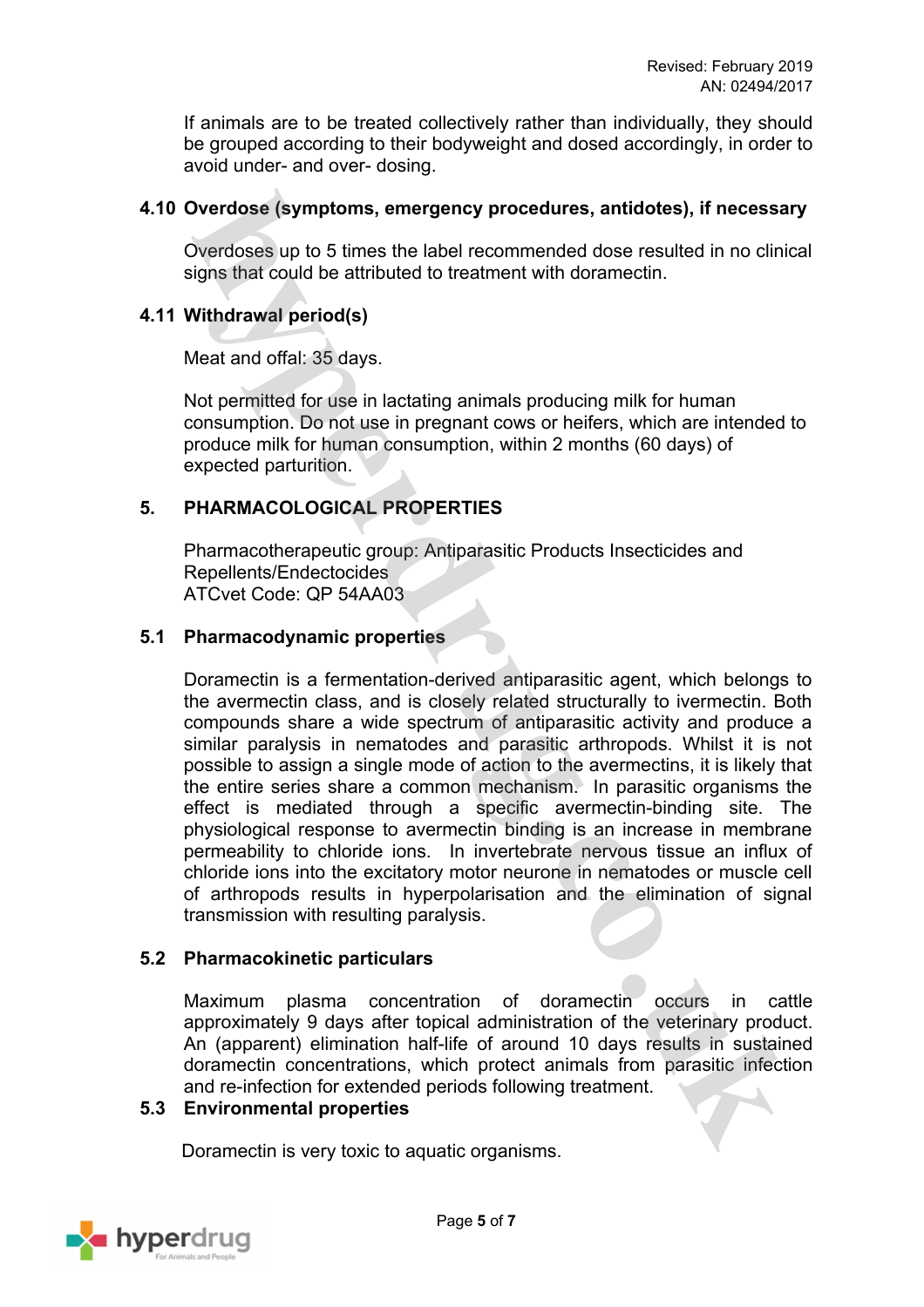If animals are to be treated collectively rather than individually, they should be grouped according to their bodyweight and dosed accordingly, in order to avoid under- and over- dosing.

## 4.10 Overdose (symptoms, emergency procedures, antidotes), if necessary

Overdoses up to 5 times the label recommended dose resulted in no clinical signs that could be attributed to treatment with doramectin.

## 4.11 Withdrawal period(s)

Meat and offal: 35 days.

Not permitted for use in lactating animals producing milk for human consumption. Do not use in pregnant cows or heifers, which are intended to produce milk for human consumption, within 2 months (60 days) of expected parturition.

# 5. PHARMACOLOGICAL PROPERTIES

Pharmacotherapeutic group: Antiparasitic Products Insecticides and Repellents/Endectocides
ATCvet Code: QP 54AA03

## 5.1 Pharmacodynamic properties

Doramectin is a fermentation-derived antiparasitic agent, which belongs to the avermectin class, and is closely related structurally to ivermectin. Both compounds share a wide spectrum of antiparasitic activity and produce a similar paralysis in nematodes and parasitic arthropods. Whilst it is not possible to assign a single mode of action to the avermectins, it is likely that the entire series share a common mechanism. In parasitic organisms the effect is mediated through a specific avermectin-binding site. The physiological response to avermectin binding is an increase in membrane permeability to chloride ions. In invertebrate nervous tissue an influx of chloride ions into the excitatory motor neurone in nematodes or muscle cell of arthropods results in hyperpolarisation and the elimination of signal transmission with resulting paralysis.

## 5.2 Pharmacokinetic particulars

Maximum plasma concentration of doramectin occurs in cattle approximately 9 days after topical administration of the veterinary product. An (apparent) elimination half-life of around 10 days results in sustained doramectin concentrations, which protect animals from parasitic infection and re-infection for extended periods following treatment.

## 5.3 Environmental properties

Doramectin is very toxic to aquatic organisms.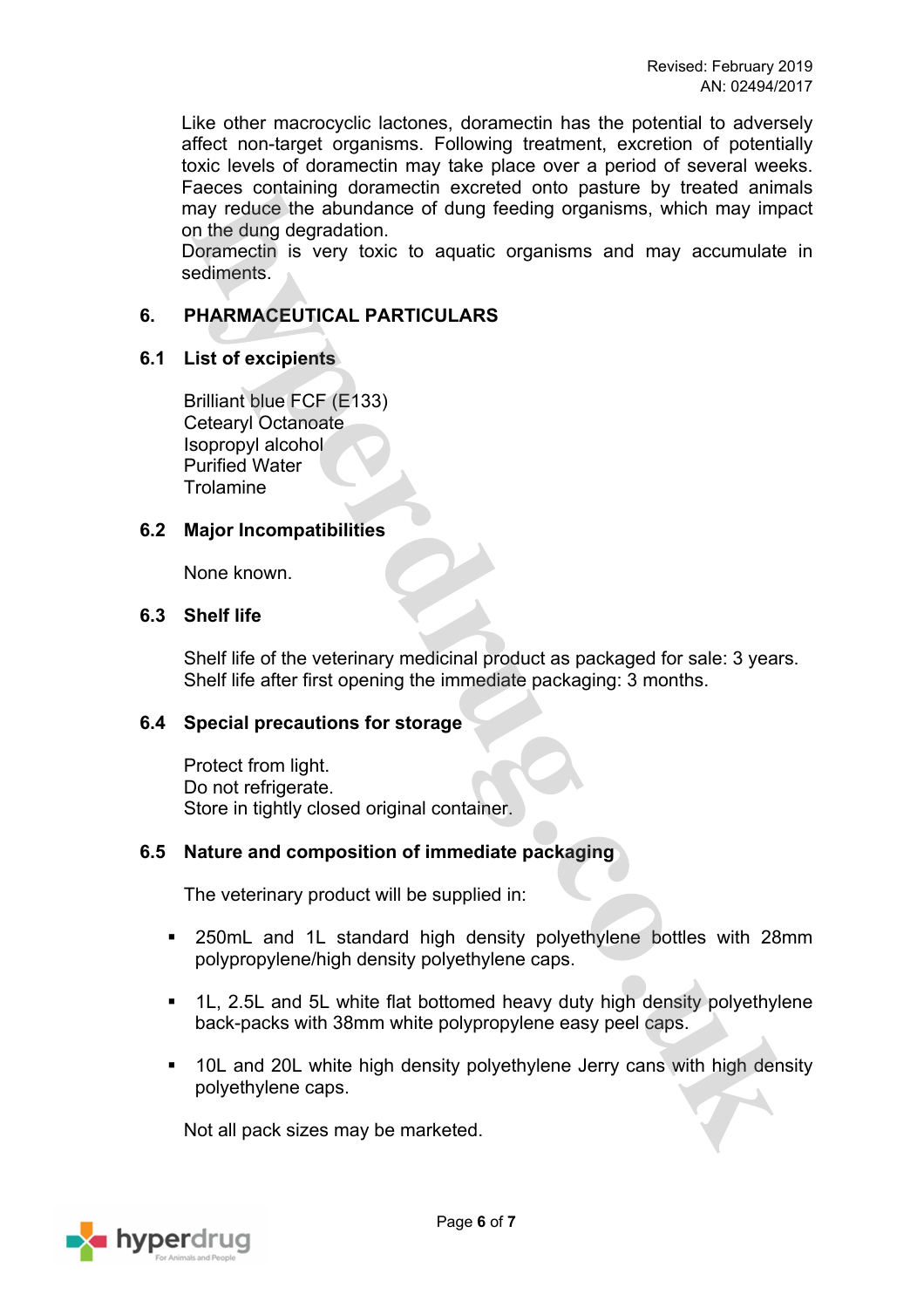Like other macrocyclic lactones, doramectin has the potential to adversely affect non-target organisms. Following treatment, excretion of potentially toxic levels of doramectin may take place over a period of several weeks. Faeces containing doramectin excreted onto pasture by treated animals may reduce the abundance of dung feeding organisms, which may impact on the dung degradation.
Doramectin is very toxic to aquatic organisms and may accumulate in sediments.

## 6. PHARMACEUTICAL PARTICULARS

### 6.1 List of excipients

Brilliant blue FCF (E133)
Cetearyl Octanoate
Isopropyl alcohol
Purified Water
Trolamine

### 6.2 Major Incompatibilities

None known.

### 6.3 Shelf life

Shelf life of the veterinary medicinal product as packaged for sale: 3 years.
Shelf life after first opening the immediate packaging: 3 months.

### 6.4 Special precautions for storage

Protect from light.
Do not refrigerate.
Store in tightly closed original container.

### 6.5 Nature and composition of immediate packaging

The veterinary product will be supplied in:

- 250mL and 1L standard high density polyethylene bottles with 28mm polypropylene/high density polyethylene caps.
- 1L, 2.5L and 5L white flat bottomed heavy duty high density polyethylene back-packs with 38mm white polypropylene easy peel caps.
- 10L and 20L white high density polyethylene Jerry cans with high density polyethylene caps.

Not all pack sizes may be marketed.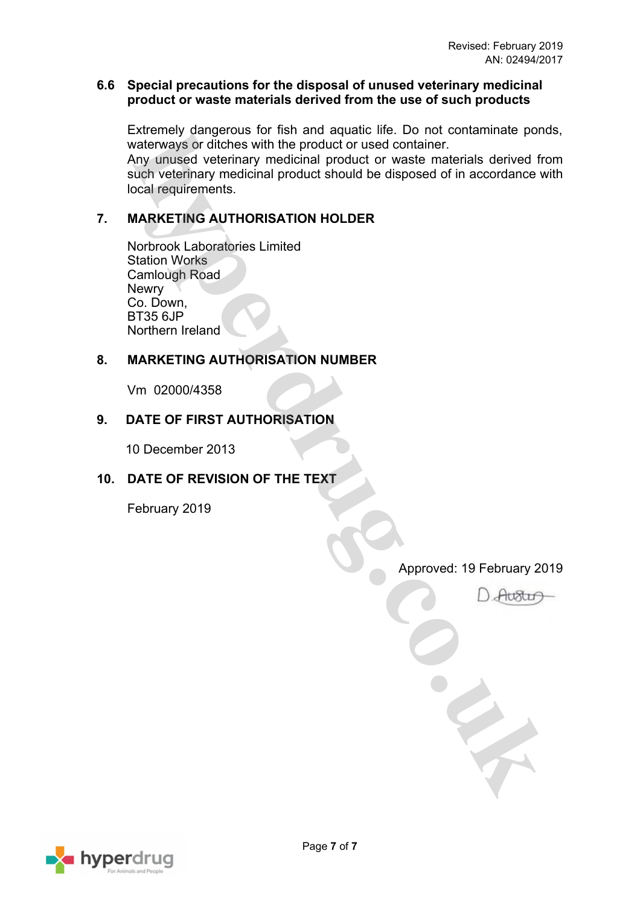### 6.6 Special precautions for the disposal of unused veterinary medicinal product or waste materials derived from the use of such products

Extremely dangerous for fish and aquatic life. Do not contaminate ponds, waterways or ditches with the product or used container.
Any unused veterinary medicinal product or waste materials derived from such veterinary medicinal product should be disposed of in accordance with local requirements.

## 7. MARKETING AUTHORISATION HOLDER

Norbrook Laboratories Limited
Station Works
Camlough Road
Newry
Co. Down,
BT35 6JP
Northern Ireland

## 8. MARKETING AUTHORISATION NUMBER

Vm 02000/4358

## 9. DATE OF FIRST AUTHORISATION

10 December 2013

## 10. DATE OF REVISION OF THE TEXT

February 2019

Approved: 19 February 2019

D Austin